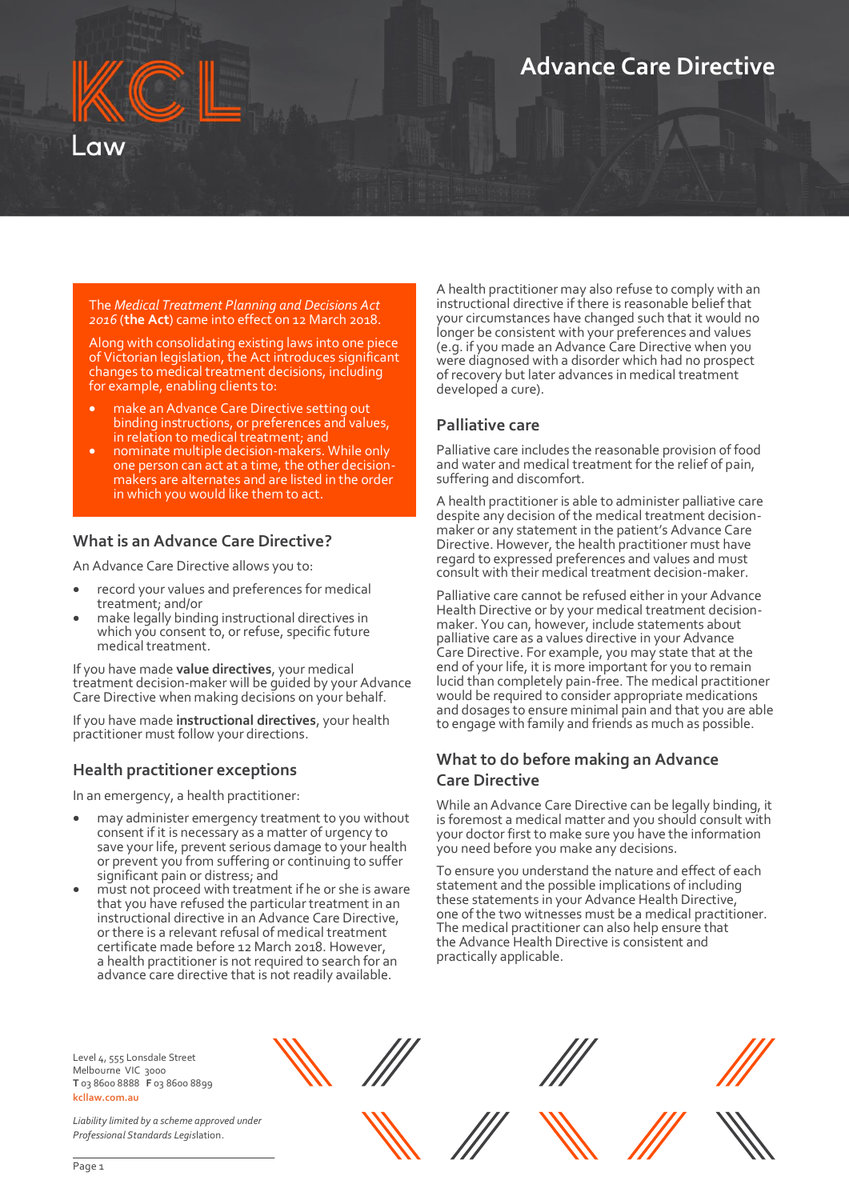KCL Law

# Advance Care Directive

The *Medical Treatment Planning and Decisions Act 2016* (**the Act**) came into effect on 12 March 2018.

Along with consolidating existing laws into one piece of Victorian legislation, the Act introduces significant changes to medical treatment decisions, including for example, enabling clients to:

- make an Advance Care Directive setting out binding instructions, or preferences and values, in relation to medical treatment; and
- nominate multiple decision-makers. While only one person can act at a time, the other decision-makers are alternates and are listed in the order in which you would like them to act.

## What is an Advance Care Directive?

An Advance Care Directive allows you to:

- record your values and preferences for medical treatment; and/or
- make legally binding instructional directives in which you consent to, or refuse, specific future medical treatment.

If you have made **value directives**, your medical treatment decision-maker will be guided by your Advance Care Directive when making decisions on your behalf.

If you have made **instructional directives**, your health practitioner must follow your directions.

## Health practitioner exceptions

In an emergency, a health practitioner:

- may administer emergency treatment to you without consent if it is necessary as a matter of urgency to save your life, prevent serious damage to your health or prevent you from suffering or continuing to suffer significant pain or distress; and
- must not proceed with treatment if he or she is aware that you have refused the particular treatment in an instructional directive in an Advance Care Directive, or there is a relevant refusal of medical treatment certificate made before 12 March 2018. However, a health practitioner is not required to search for an advance care directive that is not readily available.

A health practitioner may also refuse to comply with an instructional directive if there is reasonable belief that your circumstances have changed such that it would no longer be consistent with your preferences and values (e.g. if you made an Advance Care Directive when you were diagnosed with a disorder which had no prospect of recovery but later advances in medical treatment developed a cure).

## Palliative care

Palliative care includes the reasonable provision of food and water and medical treatment for the relief of pain, suffering and discomfort.

A health practitioner is able to administer palliative care despite any decision of the medical treatment decision-maker or any statement in the patient's Advance Care Directive. However, the health practitioner must have regard to expressed preferences and values and must consult with their medical treatment decision-maker.

Palliative care cannot be refused either in your Advance Health Directive or by your medical treatment decision-maker. You can, however, include statements about palliative care as a values directive in your Advance Care Directive. For example, you may state that at the end of your life, it is more important for you to remain lucid than completely pain-free. The medical practitioner would be required to consider appropriate medications and dosages to ensure minimal pain and that you are able to engage with family and friends as much as possible.

## What to do before making an Advance Care Directive

While an Advance Care Directive can be legally binding, it is foremost a medical matter and you should consult with your doctor first to make sure you have the information you need before you make any decisions.

To ensure you understand the nature and effect of each statement and the possible implications of including these statements in your Advance Health Directive, one of the two witnesses must be a medical practitioner. The medical practitioner can also help ensure that the Advance Health Directive is consistent and practically applicable.

Level 4, 555 Lonsdale Street
Melbourne VIC 3000
**T** 03 8600 8888 **F** 03 8600 8899
kcllaw.com.au

*Liability limited by a scheme approved under Professional Standards Legislation.*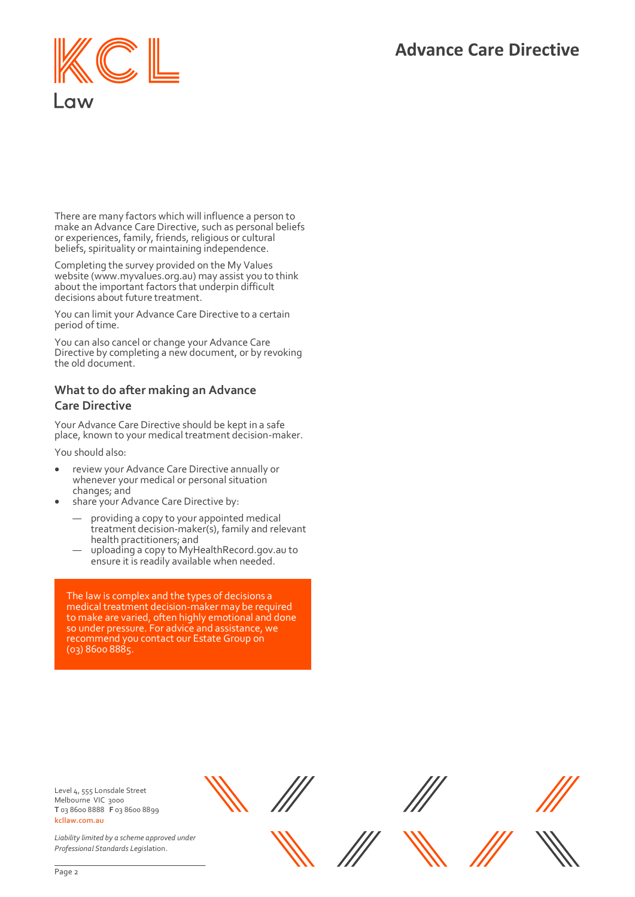There are many factors which will influence a person to make an Advance Care Directive, such as personal beliefs or experiences, family, friends, religious or cultural beliefs, spirituality or maintaining independence.

Completing the survey provided on the My Values website (www.myvalues.org.au) may assist you to think about the important factors that underpin difficult decisions about future treatment.

You can limit your Advance Care Directive to a certain period of time.

You can also cancel or change your Advance Care Directive by completing a new document, or by revoking the old document.

### What to do after making an Advance Care Directive

Your Advance Care Directive should be kept in a safe place, known to your medical treatment decision-maker.

You should also:

- review your Advance Care Directive annually or whenever your medical or personal situation changes; and
- share your Advance Care Directive by:
  - providing a copy to your appointed medical treatment decision-maker(s), family and relevant health practitioners; and
  - uploading a copy to MyHealthRecord.gov.au to ensure it is readily available when needed.

The law is complex and the types of decisions a medical treatment decision-maker may be required to make are varied, often highly emotional and done so under pressure. For advice and assistance, we recommend you contact our Estate Group on (03) 8600 8885.

Level 4, 555 Lonsdale Street
Melbourne VIC 3000
**T** 03 8600 8888 **F** 03 8600 8899
**kcllaw.com.au**

*Liability limited by a scheme approved under Professional Standards Legislation.*